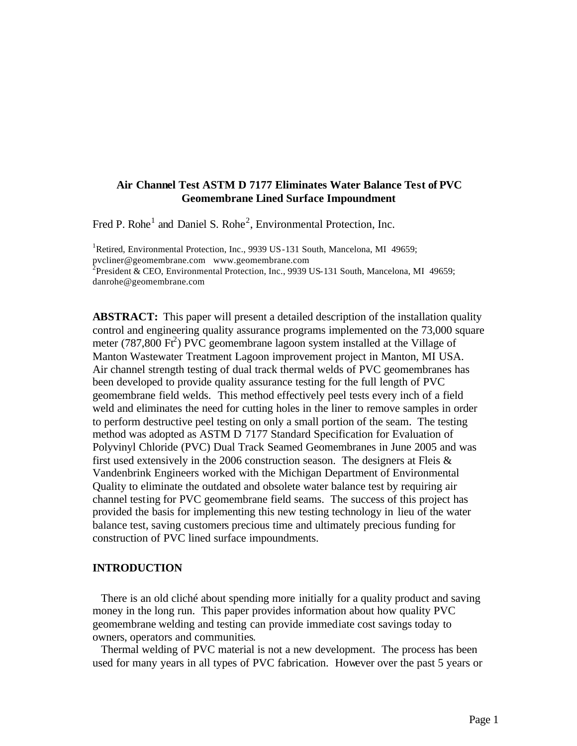# Air Channel Test ASTM D 7177 Eliminates Water Balance Test of PVC Geomembrane Lined Surface Impoundment

Fred P. Rohe[1] and Daniel S. Rohe[2], Environmental Protection, Inc.

[1]Retired, Environmental Protection, Inc., 9939 US-131 South, Mancelona, MI 49659; pvcliner@geomembrane.com www.geomembrane.com
[2]President & CEO, Environmental Protection, Inc., 9939 US-131 South, Mancelona, MI 49659; danrohe@geomembrane.com

**ABSTRACT:** This paper will present a detailed description of the installation quality control and engineering quality assurance programs implemented on the 73,000 square meter (787,800 $Ft^2$) PVC geomembrane lagoon system installed at the Village of Manton Wastewater Treatment Lagoon improvement project in Manton, MI USA. Air channel strength testing of dual track thermal welds of PVC geomembranes has been developed to provide quality assurance testing for the full length of PVC geomembrane field welds. This method effectively peel tests every inch of a field weld and eliminates the need for cutting holes in the liner to remove samples in order to perform destructive peel testing on only a small portion of the seam. The testing method was adopted as ASTM D 7177 Standard Specification for Evaluation of Polyvinyl Chloride (PVC) Dual Track Seamed Geomembranes in June 2005 and was first used extensively in the 2006 construction season. The designers at Fleis & Vandenbrink Engineers worked with the Michigan Department of Environmental Quality to eliminate the outdated and obsolete water balance test by requiring air channel testing for PVC geomembrane field seams. The success of this project has provided the basis for implementing this new testing technology in lieu of the water balance test, saving customers precious time and ultimately precious funding for construction of PVC lined surface impoundments.

## INTRODUCTION

There is an old cliché about spending more initially for a quality product and saving money in the long run. This paper provides information about how quality PVC geomembrane welding and testing can provide immediate cost savings today to owners, operators and communities.

Thermal welding of PVC material is not a new development. The process has been used for many years in all types of PVC fabrication. However over the past 5 years or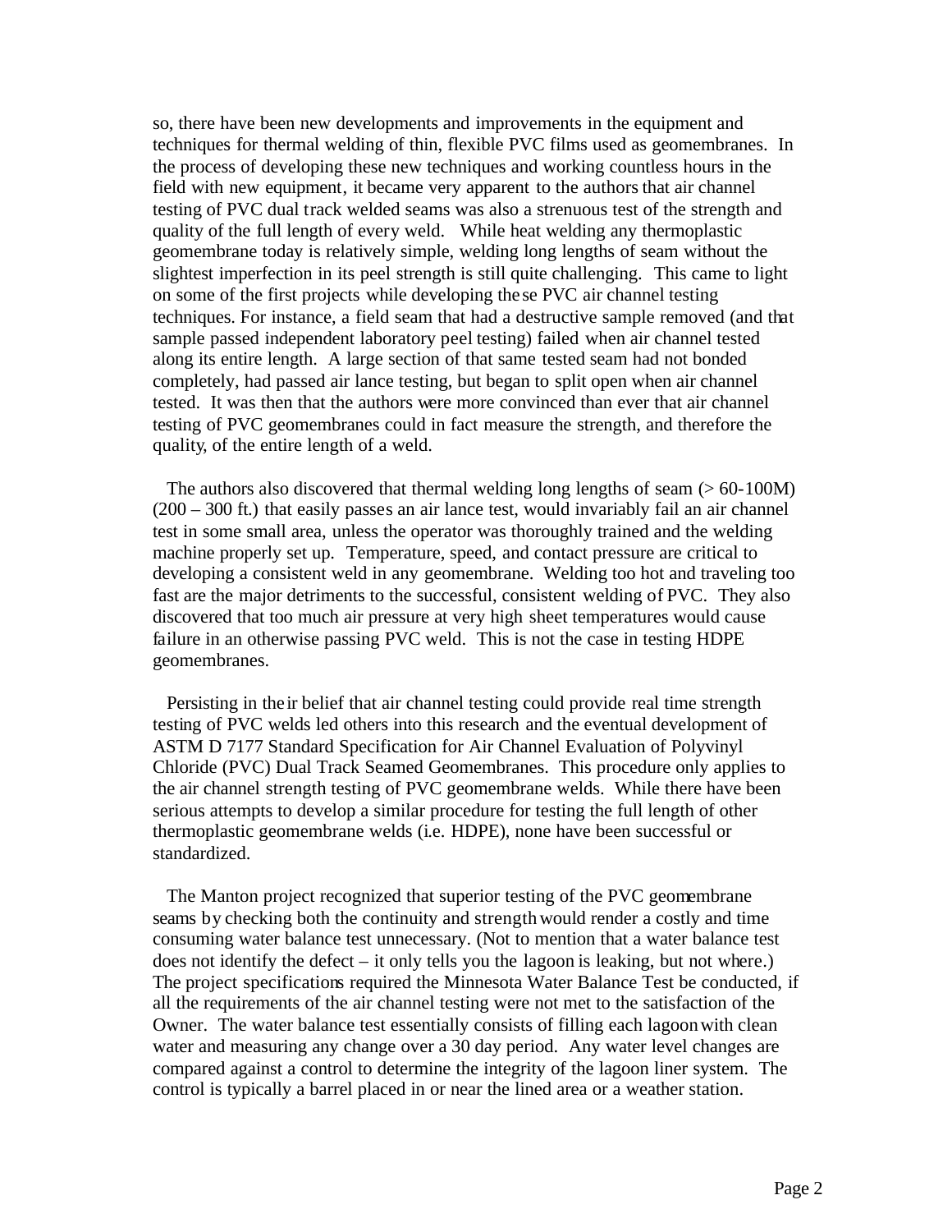so, there have been new developments and improvements in the equipment and techniques for thermal welding of thin, flexible PVC films used as geomembranes. In the process of developing these new techniques and working countless hours in the field with new equipment, it became very apparent to the authors that air channel testing of PVC dual track welded seams was also a strenuous test of the strength and quality of the full length of every weld. While heat welding any thermoplastic geomembrane today is relatively simple, welding long lengths of seam without the slightest imperfection in its peel strength is still quite challenging. This came to light on some of the first projects while developing these PVC air channel testing techniques. For instance, a field seam that had a destructive sample removed (and that sample passed independent laboratory peel testing) failed when air channel tested along its entire length. A large section of that same tested seam had not bonded completely, had passed air lance testing, but began to split open when air channel tested. It was then that the authors were more convinced than ever that air channel testing of PVC geomembranes could in fact measure the strength, and therefore the quality, of the entire length of a weld.

The authors also discovered that thermal welding long lengths of seam (> 60-100M) (200 – 300 ft.) that easily passes an air lance test, would invariably fail an air channel test in some small area, unless the operator was thoroughly trained and the welding machine properly set up. Temperature, speed, and contact pressure are critical to developing a consistent weld in any geomembrane. Welding too hot and traveling too fast are the major detriments to the successful, consistent welding of PVC. They also discovered that too much air pressure at very high sheet temperatures would cause failure in an otherwise passing PVC weld. This is not the case in testing HDPE geomembranes.

Persisting in their belief that air channel testing could provide real time strength testing of PVC welds led others into this research and the eventual development of ASTM D 7177 Standard Specification for Air Channel Evaluation of Polyvinyl Chloride (PVC) Dual Track Seamed Geomembranes. This procedure only applies to the air channel strength testing of PVC geomembrane welds. While there have been serious attempts to develop a similar procedure for testing the full length of other thermoplastic geomembrane welds (i.e. HDPE), none have been successful or standardized.

The Manton project recognized that superior testing of the PVC geomembrane seams by checking both the continuity and strength would render a costly and time consuming water balance test unnecessary. (Not to mention that a water balance test does not identify the defect – it only tells you the lagoon is leaking, but not where.) The project specifications required the Minnesota Water Balance Test be conducted, if all the requirements of the air channel testing were not met to the satisfaction of the Owner. The water balance test essentially consists of filling each lagoon with clean water and measuring any change over a 30 day period. Any water level changes are compared against a control to determine the integrity of the lagoon liner system. The control is typically a barrel placed in or near the lined area or a weather station.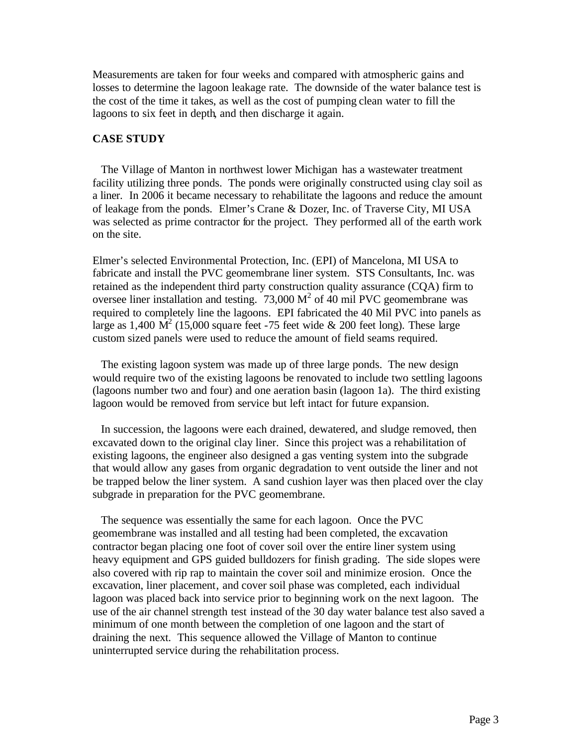Measurements are taken for four weeks and compared with atmospheric gains and losses to determine the lagoon leakage rate. The downside of the water balance test is the cost of the time it takes, as well as the cost of pumping clean water to fill the lagoons to six feet in depth, and then discharge it again.

## CASE STUDY

The Village of Manton in northwest lower Michigan has a wastewater treatment facility utilizing three ponds. The ponds were originally constructed using clay soil as a liner. In 2006 it became necessary to rehabilitate the lagoons and reduce the amount of leakage from the ponds. Elmer's Crane & Dozer, Inc. of Traverse City, MI USA was selected as prime contractor for the project. They performed all of the earth work on the site.

Elmer's selected Environmental Protection, Inc. (EPI) of Mancelona, MI USA to fabricate and install the PVC geomembrane liner system. STS Consultants, Inc. was retained as the independent third party construction quality assurance (CQA) firm to oversee liner installation and testing. 73,000 $M^2$ of 40 mil PVC geomembrane was required to completely line the lagoons. EPI fabricated the 40 Mil PVC into panels as large as 1,400 $M^2$ (15,000 square feet -75 feet wide & 200 feet long). These large custom sized panels were used to reduce the amount of field seams required.

The existing lagoon system was made up of three large ponds. The new design would require two of the existing lagoons be renovated to include two settling lagoons (lagoons number two and four) and one aeration basin (lagoon 1a). The third existing lagoon would be removed from service but left intact for future expansion.

In succession, the lagoons were each drained, dewatered, and sludge removed, then excavated down to the original clay liner. Since this project was a rehabilitation of existing lagoons, the engineer also designed a gas venting system into the subgrade that would allow any gases from organic degradation to vent outside the liner and not be trapped below the liner system. A sand cushion layer was then placed over the clay subgrade in preparation for the PVC geomembrane.

The sequence was essentially the same for each lagoon. Once the PVC geomembrane was installed and all testing had been completed, the excavation contractor began placing one foot of cover soil over the entire liner system using heavy equipment and GPS guided bulldozers for finish grading. The side slopes were also covered with rip rap to maintain the cover soil and minimize erosion. Once the excavation, liner placement, and cover soil phase was completed, each individual lagoon was placed back into service prior to beginning work on the next lagoon. The use of the air channel strength test instead of the 30 day water balance test also saved a minimum of one month between the completion of one lagoon and the start of draining the next. This sequence allowed the Village of Manton to continue uninterrupted service during the rehabilitation process.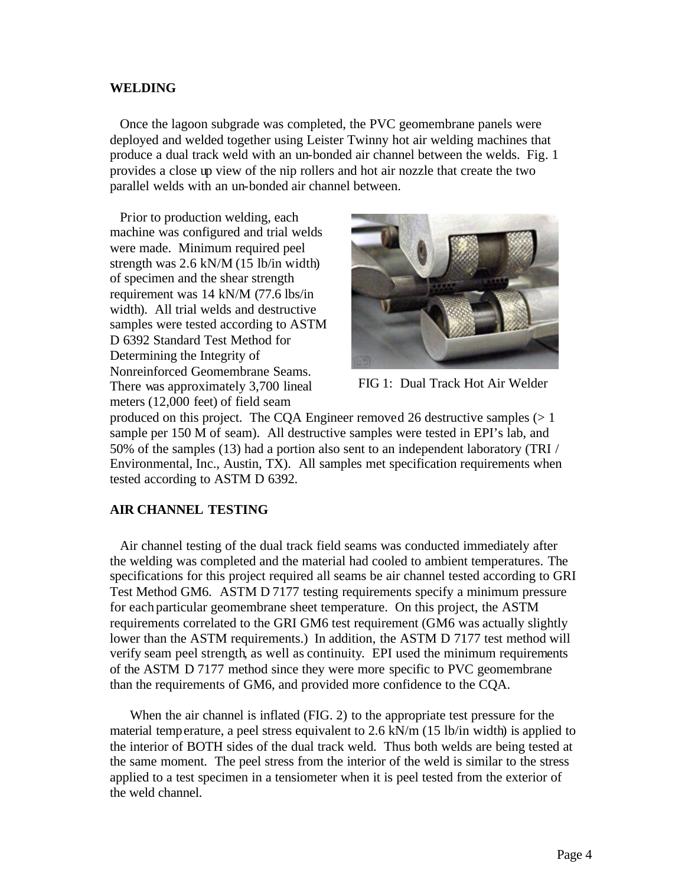## WELDING

Once the lagoon subgrade was completed, the PVC geomembrane panels were deployed and welded together using Leister Twinny hot air welding machines that produce a dual track weld with an un-bonded air channel between the welds. Fig. 1 provides a close up view of the nip rollers and hot air nozzle that create the two parallel welds with an un-bonded air channel between.

Prior to production welding, each machine was configured and trial welds were made. Minimum required peel strength was 2.6 kN/M (15 lb/in width) of specimen and the shear strength requirement was 14 kN/M (77.6 lbs/in width). All trial welds and destructive samples were tested according to ASTM D 6392 Standard Test Method for Determining the Integrity of Nonreinforced Geomembrane Seams. There was approximately 3,700 lineal meters (12,000 feet) of field seam produced on this project. The CQA Engineer removed 26 destructive samples (> 1 sample per 150 M of seam). All destructive samples were tested in EPI's lab, and 50% of the samples (13) had a portion also sent to an independent laboratory (TRI / Environmental, Inc., Austin, TX). All samples met specification requirements when tested according to ASTM D 6392.

FIG 1: Dual Track Hot Air Welder

## AIR CHANNEL TESTING

Air channel testing of the dual track field seams was conducted immediately after the welding was completed and the material had cooled to ambient temperatures. The specifications for this project required all seams be air channel tested according to GRI Test Method GM6. ASTM D 7177 testing requirements specify a minimum pressure for each particular geomembrane sheet temperature. On this project, the ASTM requirements correlated to the GRI GM6 test requirement (GM6 was actually slightly lower than the ASTM requirements.) In addition, the ASTM D 7177 test method will verify seam peel strength, as well as continuity. EPI used the minimum requirements of the ASTM D 7177 method since they were more specific to PVC geomembrane than the requirements of GM6, and provided more confidence to the CQA.

When the air channel is inflated (FIG. 2) to the appropriate test pressure for the material temperature, a peel stress equivalent to 2.6 kN/m (15 lb/in width) is applied to the interior of BOTH sides of the dual track weld. Thus both welds are being tested at the same moment. The peel stress from the interior of the weld is similar to the stress applied to a test specimen in a tensiometer when it is peel tested from the exterior of the weld channel.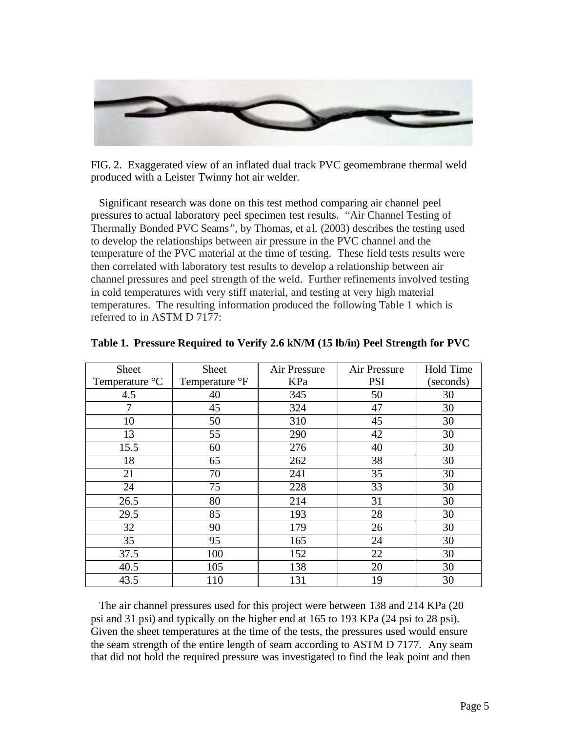FIG. 2. Exaggerated view of an inflated dual track PVC geomembrane thermal weld produced with a Leister Twinny hot air welder.

Significant research was done on this test method comparing air channel peel pressures to actual laboratory peel specimen test results. "Air Channel Testing of Thermally Bonded PVC Seams", by Thomas, et al. (2003) describes the testing used to develop the relationships between air pressure in the PVC channel and the temperature of the PVC material at the time of testing. These field tests results were then correlated with laboratory test results to develop a relationship between air channel pressures and peel strength of the weld. Further refinements involved testing in cold temperatures with very stiff material, and testing at very high material temperatures. The resulting information produced the following Table 1 which is referred to in ASTM D 7177:

**Table 1. Pressure Required to Verify 2.6 kN/M (15 lb/in) Peel Strength for PVC**

| Sheet Temperature °C | Sheet Temperature °F | Air Pressure KPa | Air Pressure PSI | Hold Time (seconds) |
|---|---|---|---|---|
| 4.5 | 40 | 345 | 50 | 30 |
| 7 | 45 | 324 | 47 | 30 |
| 10 | 50 | 310 | 45 | 30 |
| 13 | 55 | 290 | 42 | 30 |
| 15.5 | 60 | 276 | 40 | 30 |
| 18 | 65 | 262 | 38 | 30 |
| 21 | 70 | 241 | 35 | 30 |
| 24 | 75 | 228 | 33 | 30 |
| 26.5 | 80 | 214 | 31 | 30 |
| 29.5 | 85 | 193 | 28 | 30 |
| 32 | 90 | 179 | 26 | 30 |
| 35 | 95 | 165 | 24 | 30 |
| 37.5 | 100 | 152 | 22 | 30 |
| 40.5 | 105 | 138 | 20 | 30 |
| 43.5 | 110 | 131 | 19 | 30 |

The air channel pressures used for this project were between 138 and 214 KPa (20 psi and 31 psi) and typically on the higher end at 165 to 193 KPa (24 psi to 28 psi). Given the sheet temperatures at the time of the tests, the pressures used would ensure the seam strength of the entire length of seam according to ASTM D 7177. Any seam that did not hold the required pressure was investigated to find the leak point and then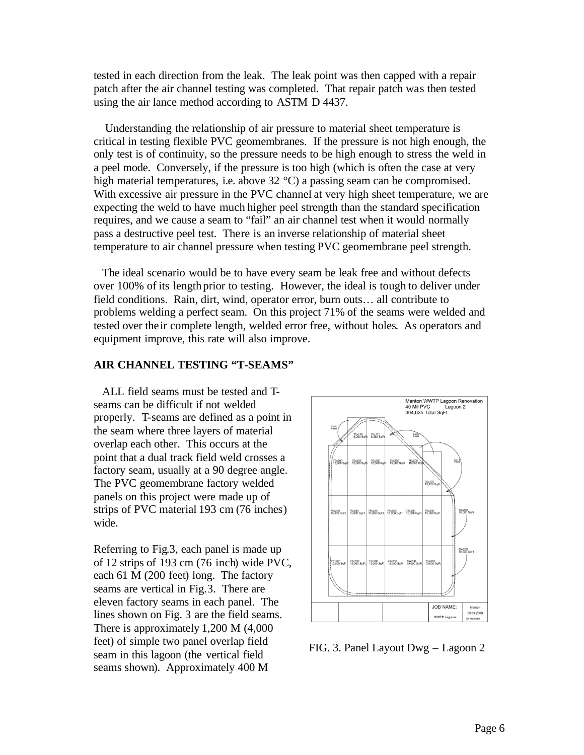tested in each direction from the leak. The leak point was then capped with a repair patch after the air channel testing was completed. That repair patch was then tested using the air lance method according to ASTM D 4437.

Understanding the relationship of air pressure to material sheet temperature is critical in testing flexible PVC geomembranes. If the pressure is not high enough, the only test is of continuity, so the pressure needs to be high enough to stress the weld in a peel mode. Conversely, if the pressure is too high (which is often the case at very high material temperatures, i.e. above 32 °C) a passing seam can be compromised. With excessive air pressure in the PVC channel at very high sheet temperature, we are expecting the weld to have much higher peel strength than the standard specification requires, and we cause a seam to "fail" an air channel test when it would normally pass a destructive peel test. There is an inverse relationship of material sheet temperature to air channel pressure when testing PVC geomembrane peel strength.

The ideal scenario would be to have every seam be leak free and without defects over 100% of its length prior to testing. However, the ideal is tough to deliver under field conditions. Rain, dirt, wind, operator error, burn outs… all contribute to problems welding a perfect seam. On this project 71% of the seams were welded and tested over their complete length, welded error free, without holes. As operators and equipment improve, this rate will also improve.

## AIR CHANNEL TESTING "T-SEAMS"

ALL field seams must be tested and T-seams can be difficult if not welded properly. T-seams are defined as a point in the seam where three layers of material overlap each other. This occurs at the point that a dual track field weld crosses a factory seam, usually at a 90 degree angle. The PVC geomembrane factory welded panels on this project were made up of strips of PVC material 193 cm (76 inches) wide.

Referring to Fig.3, each panel is made up of 12 strips of 193 cm (76 inch) wide PVC, each 61 M (200 feet) long. The factory seams are vertical in Fig.3. There are eleven factory seams in each panel. The lines shown on Fig. 3 are the field seams. There is approximately 1,200 M (4,000 feet) of simple two panel overlap field seam in this lagoon (the vertical field seams shown). Approximately 400 M

FIG. 3. Panel Layout Dwg – Lagoon 2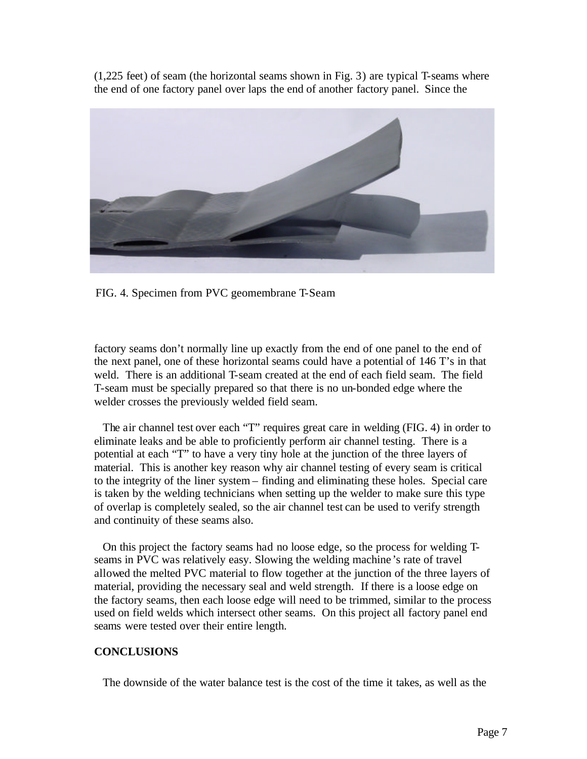(1,225 feet) of seam (the horizontal seams shown in Fig. 3) are typical T-seams where the end of one factory panel over laps the end of another factory panel. Since the

FIG. 4. Specimen from PVC geomembrane T-Seam

factory seams don't normally line up exactly from the end of one panel to the end of the next panel, one of these horizontal seams could have a potential of 146 T's in that weld. There is an additional T-seam created at the end of each field seam. The field T-seam must be specially prepared so that there is no un-bonded edge where the welder crosses the previously welded field seam.

The air channel test over each "T" requires great care in welding (FIG. 4) in order to eliminate leaks and be able to proficiently perform air channel testing. There is a potential at each "T" to have a very tiny hole at the junction of the three layers of material. This is another key reason why air channel testing of every seam is critical to the integrity of the liner system – finding and eliminating these holes. Special care is taken by the welding technicians when setting up the welder to make sure this type of overlap is completely sealed, so the air channel test can be used to verify strength and continuity of these seams also.

On this project the factory seams had no loose edge, so the process for welding T-seams in PVC was relatively easy. Slowing the welding machine's rate of travel allowed the melted PVC material to flow together at the junction of the three layers of material, providing the necessary seal and weld strength. If there is a loose edge on the factory seams, then each loose edge will need to be trimmed, similar to the process used on field welds which intersect other seams. On this project all factory panel end seams were tested over their entire length.

## CONCLUSIONS

The downside of the water balance test is the cost of the time it takes, as well as the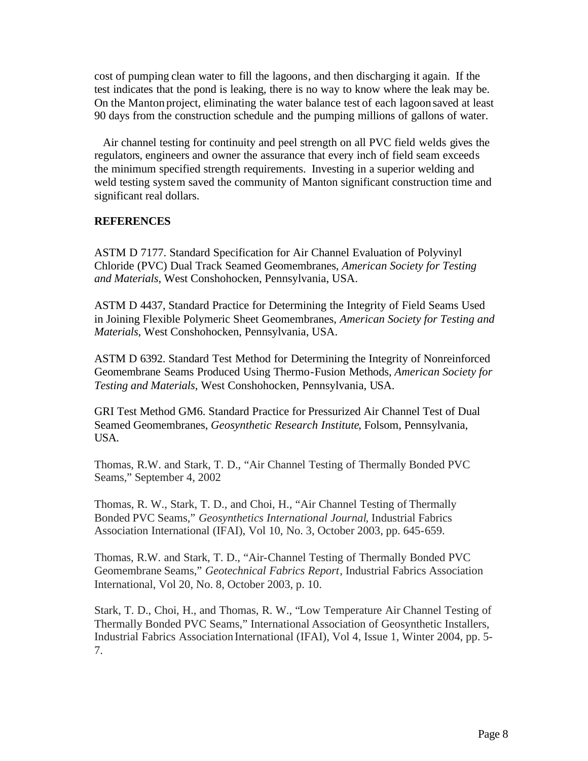cost of pumping clean water to fill the lagoons, and then discharging it again. If the test indicates that the pond is leaking, there is no way to know where the leak may be. On the Manton project, eliminating the water balance test of each lagoon saved at least 90 days from the construction schedule and the pumping millions of gallons of water.

Air channel testing for continuity and peel strength on all PVC field welds gives the regulators, engineers and owner the assurance that every inch of field seam exceeds the minimum specified strength requirements. Investing in a superior welding and weld testing system saved the community of Manton significant construction time and significant real dollars.

## REFERENCES

ASTM D 7177. Standard Specification for Air Channel Evaluation of Polyvinyl Chloride (PVC) Dual Track Seamed Geomembranes, *American Society for Testing and Materials*, West Conshohocken, Pennsylvania, USA.

ASTM D 4437, Standard Practice for Determining the Integrity of Field Seams Used in Joining Flexible Polymeric Sheet Geomembranes, *American Society for Testing and Materials*, West Conshohocken, Pennsylvania, USA.

ASTM D 6392. Standard Test Method for Determining the Integrity of Nonreinforced Geomembrane Seams Produced Using Thermo-Fusion Methods, *American Society for Testing and Materials*, West Conshohocken, Pennsylvania, USA.

GRI Test Method GM6. Standard Practice for Pressurized Air Channel Test of Dual Seamed Geomembranes, *Geosynthetic Research Institute*, Folsom, Pennsylvania, USA.

Thomas, R.W. and Stark, T. D., "Air Channel Testing of Thermally Bonded PVC Seams," September 4, 2002

Thomas, R. W., Stark, T. D., and Choi, H., "Air Channel Testing of Thermally Bonded PVC Seams," *Geosynthetics International Journal*, Industrial Fabrics Association International (IFAI), Vol 10, No. 3, October 2003, pp. 645-659.

Thomas, R.W. and Stark, T. D., "Air-Channel Testing of Thermally Bonded PVC Geomembrane Seams," *Geotechnical Fabrics Report*, Industrial Fabrics Association International, Vol 20, No. 8, October 2003, p. 10.

Stark, T. D., Choi, H., and Thomas, R. W., "Low Temperature Air Channel Testing of Thermally Bonded PVC Seams," International Association of Geosynthetic Installers, Industrial Fabrics Association International (IFAI), Vol 4, Issue 1, Winter 2004, pp. 5-7.